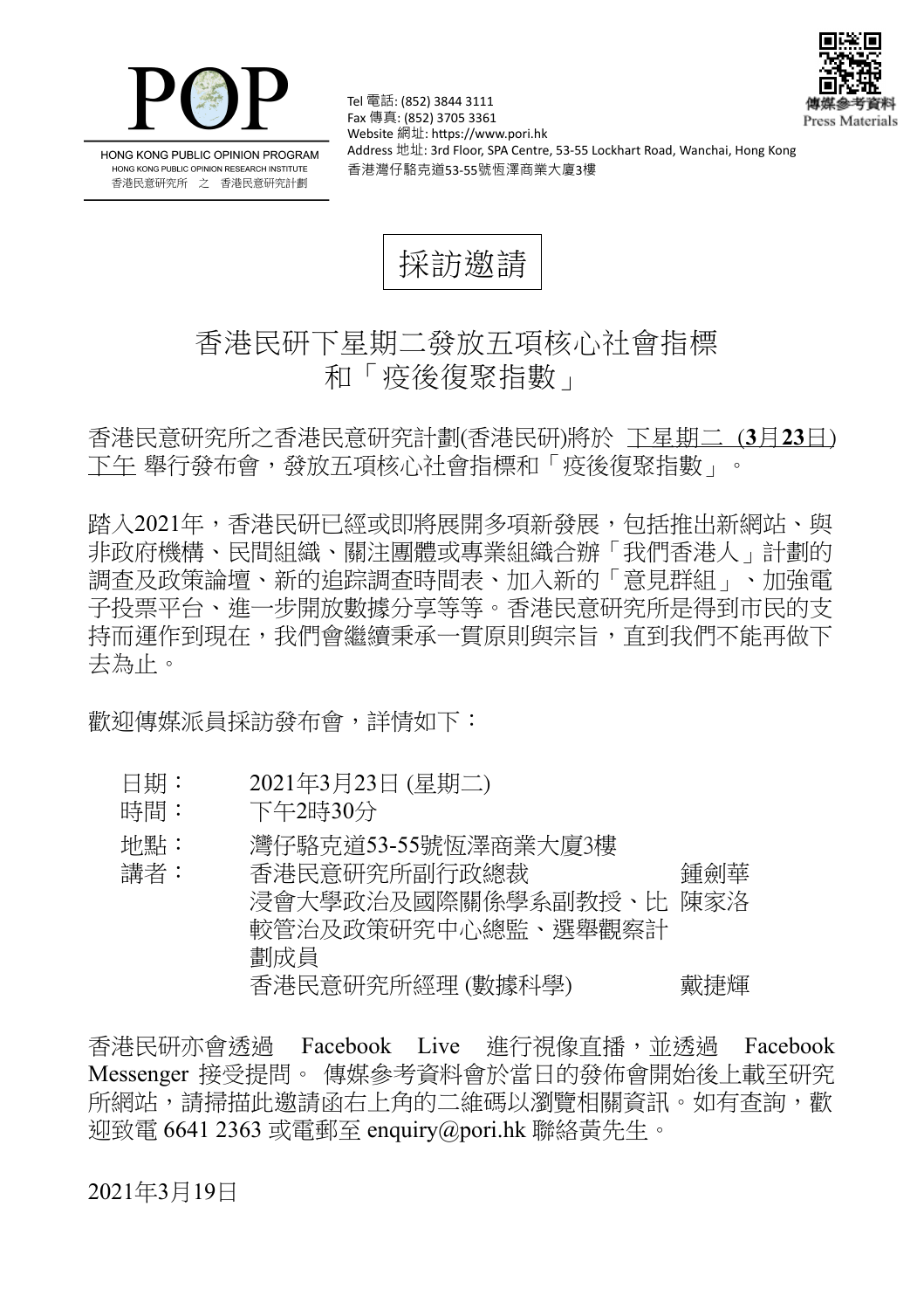POP

HONG KONG PUBLIC OPINION PROGRAM
HONG KONG PUBLIC OPINION RESEARCH INSTITUTE
香港民意研究所 之 香港民意研究計劃

Tel 電話: (852) 3844 3111
Fax 傳真: (852) 3705 3361
Website 網址: https://www.pori.hk
Address 地址: 3rd Floor, SPA Centre, 53-55 Lockhart Road, Wanchai, Hong Kong
香港灣仔駱克道53-55號恆澤商業大廈3樓

傳媒參考資料
Press Materials

# 採訪邀請

## 香港民研下星期二發放五項核心社會指標和「疫後復聚指數」

香港民意研究所之香港民意研究計劃(香港民研)將於 下星期二 (**3**月**23**日) 下午 舉行發布會，發放五項核心社會指標和「疫後復聚指數」。

踏入2021年，香港民研已經或即將展開多項新發展，包括推出新網站、與非政府機構、民間組織、關注團體或專業組織合辦「我們香港人」計劃的調查及政策論壇、新的追踪調查時間表、加入新的「意見群組」、加強電子投票平台、進一步開放數據分享等等。香港民意研究所是得到市民的支持而運作到現在，我們會繼續秉承一貫原則與宗旨，直到我們不能再做下去為止。

歡迎傳媒派員採訪發布會，詳情如下：

| | | |
|---|---|---|
| 日期： | 2021年3月23日 (星期二) | |
| 時間： | 下午2時30分 | |
| 地點： | 灣仔駱克道53-55號恆澤商業大廈3樓 | |
| 講者： | 香港民意研究所副行政總裁 | 鍾劍華 |
| | 浸會大學政治及國際關係學系副教授、比較管治及政策研究中心總監、選舉觀察計劃成員 | 陳家洛 |
| | 香港民意研究所經理 (數據科學) | 戴捷輝 |

香港民研亦會透過 Facebook Live 進行視像直播，並透過 Facebook Messenger 接受提問。 傳媒參考資料會於當日的發佈會開始後上載至研究所網站，請掃描此邀請函右上角的二維碼以瀏覽相關資訊。如有查詢，歡迎致電 6641 2363 或電郵至 enquiry@pori.hk 聯絡黃先生。

2021年3月19日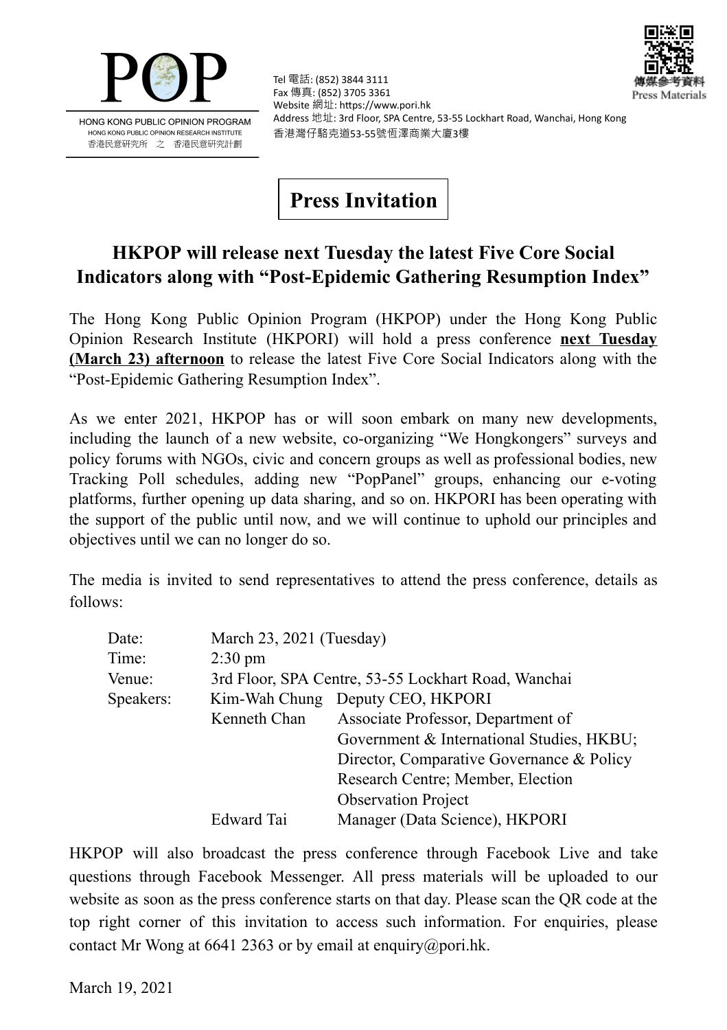POP

HONG KONG PUBLIC OPINION PROGRAM
HONG KONG PUBLIC OPINION RESEARCH INSTITUTE
香港民意研究所 之 香港民意研究計劃

Tel 電話: (852) 3844 3111
Fax 傳真: (852) 3705 3361
Website 網址: https://www.pori.hk
Address 地址: 3rd Floor, SPA Centre, 53-55 Lockhart Road, Wanchai, Hong Kong
香港灣仔駱克道53-55號恒澤商業大廈3樓

傳媒參考資料
Press Materials

# Press Invitation

## HKPOP will release next Tuesday the latest Five Core Social Indicators along with "Post-Epidemic Gathering Resumption Index"

The Hong Kong Public Opinion Program (HKPOP) under the Hong Kong Public Opinion Research Institute (HKPORI) will hold a press conference **next Tuesday (March 23) afternoon** to release the latest Five Core Social Indicators along with the "Post-Epidemic Gathering Resumption Index".

As we enter 2021, HKPOP has or will soon embark on many new developments, including the launch of a new website, co-organizing "We Hongkongers" surveys and policy forums with NGOs, civic and concern groups as well as professional bodies, new Tracking Poll schedules, adding new "PopPanel" groups, enhancing our e-voting platforms, further opening up data sharing, and so on. HKPORI has been operating with the support of the public until now, and we will continue to uphold our principles and objectives until we can no longer do so.

The media is invited to send representatives to attend the press conference, details as follows:

| | | |
|---|---|---|
| Date: | March 23, 2021 (Tuesday) | |
| Time: | 2:30 pm | |
| Venue: | 3rd Floor, SPA Centre, 53-55 Lockhart Road, Wanchai | |
| Speakers: | Kim-Wah Chung | Deputy CEO, HKPORI |
| | Kenneth Chan | Associate Professor, Department of Government & International Studies, HKBU; Director, Comparative Governance & Policy Research Centre; Member, Election Observation Project |
| | Edward Tai | Manager (Data Science), HKPORI |

HKPOP will also broadcast the press conference through Facebook Live and take questions through Facebook Messenger. All press materials will be uploaded to our website as soon as the press conference starts on that day. Please scan the QR code at the top right corner of this invitation to access such information. For enquiries, please contact Mr Wong at 6641 2363 or by email at enquiry@pori.hk.

March 19, 2021